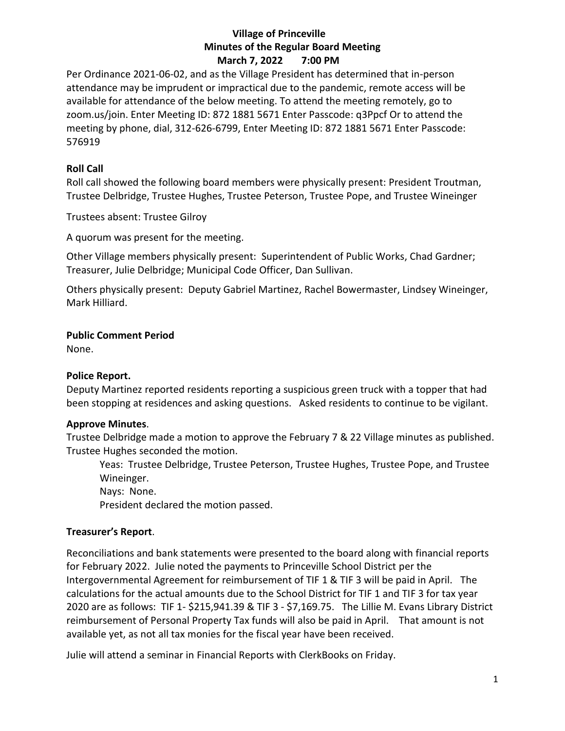# Village of Princeville
## Minutes of the Regular Board Meeting
### March 7, 2022 7:00 PM

Per Ordinance 2021-06-02, and as the Village President has determined that in-person attendance may be imprudent or impractical due to the pandemic, remote access will be available for attendance of the below meeting. To attend the meeting remotely, go to zoom.us/join. Enter Meeting ID: 872 1881 5671 Enter Passcode: q3Ppcf Or to attend the meeting by phone, dial, 312-626-6799, Enter Meeting ID: 872 1881 5671 Enter Passcode: 576919

**Roll Call**

Roll call showed the following board members were physically present: President Troutman, Trustee Delbridge, Trustee Hughes, Trustee Peterson, Trustee Pope, and Trustee Wineinger

Trustees absent: Trustee Gilroy

A quorum was present for the meeting.

Other Village members physically present: Superintendent of Public Works, Chad Gardner; Treasurer, Julie Delbridge; Municipal Code Officer, Dan Sullivan.

Others physically present: Deputy Gabriel Martinez, Rachel Bowermaster, Lindsey Wineinger, Mark Hilliard.

**Public Comment Period**

None.

**Police Report.**

Deputy Martinez reported residents reporting a suspicious green truck with a topper that had been stopping at residences and asking questions. Asked residents to continue to be vigilant.

**Approve Minutes**.

Trustee Delbridge made a motion to approve the February 7 & 22 Village minutes as published. Trustee Hughes seconded the motion.

> Yeas: Trustee Delbridge, Trustee Peterson, Trustee Hughes, Trustee Pope, and Trustee Wineinger.
>
> Nays: None.
>
> President declared the motion passed.

**Treasurer's Report**.

Reconciliations and bank statements were presented to the board along with financial reports for February 2022. Julie noted the payments to Princeville School District per the Intergovernmental Agreement for reimbursement of TIF 1 & TIF 3 will be paid in April. The calculations for the actual amounts due to the School District for TIF 1 and TIF 3 for tax year 2020 are as follows: TIF 1- $215,941.39 & TIF 3 - $7,169.75. The Lillie M. Evans Library District reimbursement of Personal Property Tax funds will also be paid in April. That amount is not available yet, as not all tax monies for the fiscal year have been received.

Julie will attend a seminar in Financial Reports with ClerkBooks on Friday.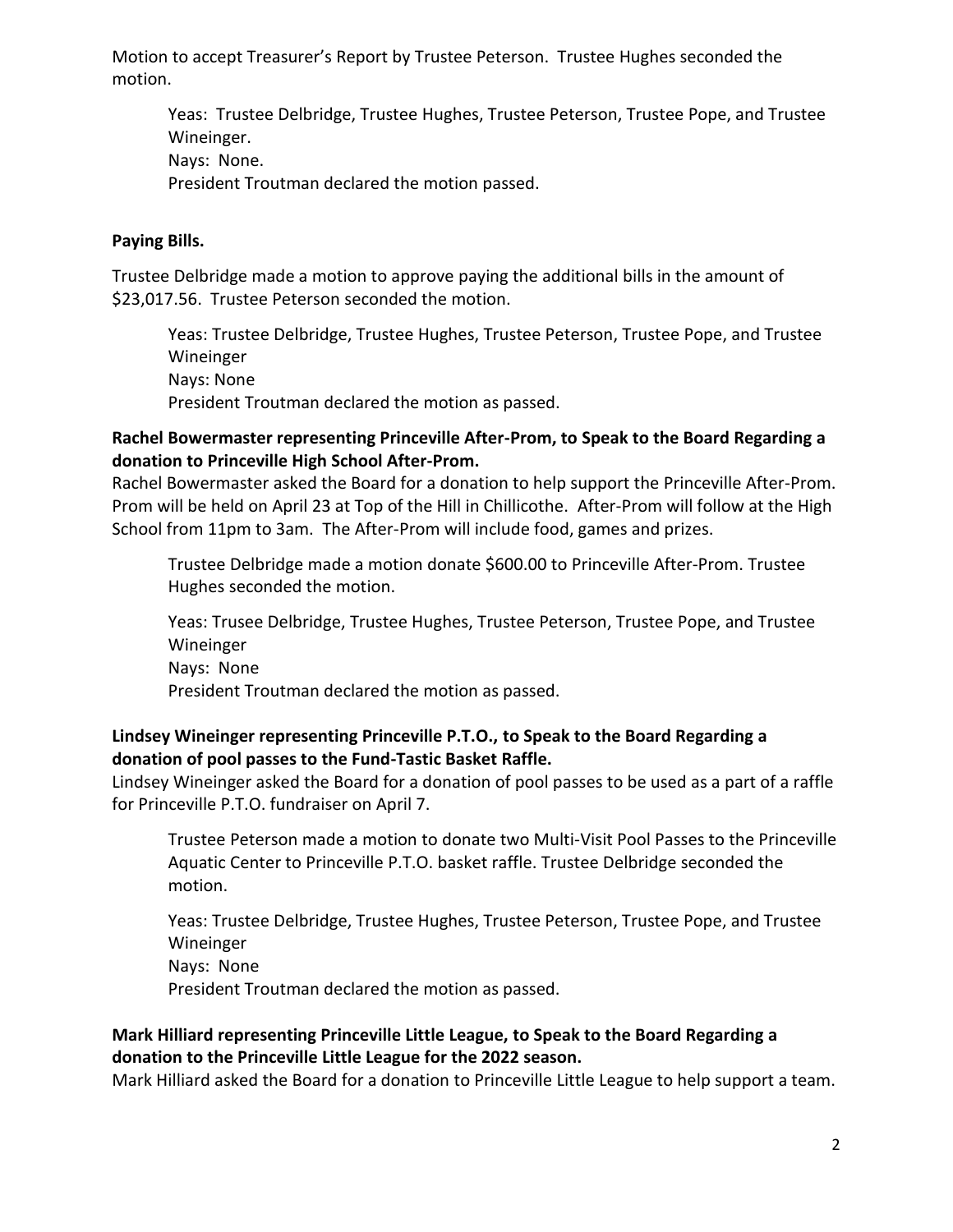Motion to accept Treasurer's Report by Trustee Peterson. Trustee Hughes seconded the motion.

Yeas: Trustee Delbridge, Trustee Hughes, Trustee Peterson, Trustee Pope, and Trustee Wineinger.
Nays: None.
President Troutman declared the motion passed.

**Paying Bills.**

Trustee Delbridge made a motion to approve paying the additional bills in the amount of $23,017.56. Trustee Peterson seconded the motion.

Yeas: Trustee Delbridge, Trustee Hughes, Trustee Peterson, Trustee Pope, and Trustee Wineinger
Nays: None
President Troutman declared the motion as passed.

**Rachel Bowermaster representing Princeville After-Prom, to Speak to the Board Regarding a donation to Princeville High School After-Prom.**

Rachel Bowermaster asked the Board for a donation to help support the Princeville After-Prom. Prom will be held on April 23 at Top of the Hill in Chillicothe. After-Prom will follow at the High School from 11pm to 3am. The After-Prom will include food, games and prizes.

Trustee Delbridge made a motion donate $600.00 to Princeville After-Prom. Trustee Hughes seconded the motion.

Yeas: Trusee Delbridge, Trustee Hughes, Trustee Peterson, Trustee Pope, and Trustee Wineinger
Nays: None
President Troutman declared the motion as passed.

**Lindsey Wineinger representing Princeville P.T.O., to Speak to the Board Regarding a donation of pool passes to the Fund-Tastic Basket Raffle.**

Lindsey Wineinger asked the Board for a donation of pool passes to be used as a part of a raffle for Princeville P.T.O. fundraiser on April 7.

Trustee Peterson made a motion to donate two Multi-Visit Pool Passes to the Princeville Aquatic Center to Princeville P.T.O. basket raffle. Trustee Delbridge seconded the motion.

Yeas: Trustee Delbridge, Trustee Hughes, Trustee Peterson, Trustee Pope, and Trustee Wineinger
Nays: None
President Troutman declared the motion as passed.

**Mark Hilliard representing Princeville Little League, to Speak to the Board Regarding a donation to the Princeville Little League for the 2022 season.**

Mark Hilliard asked the Board for a donation to Princeville Little League to help support a team.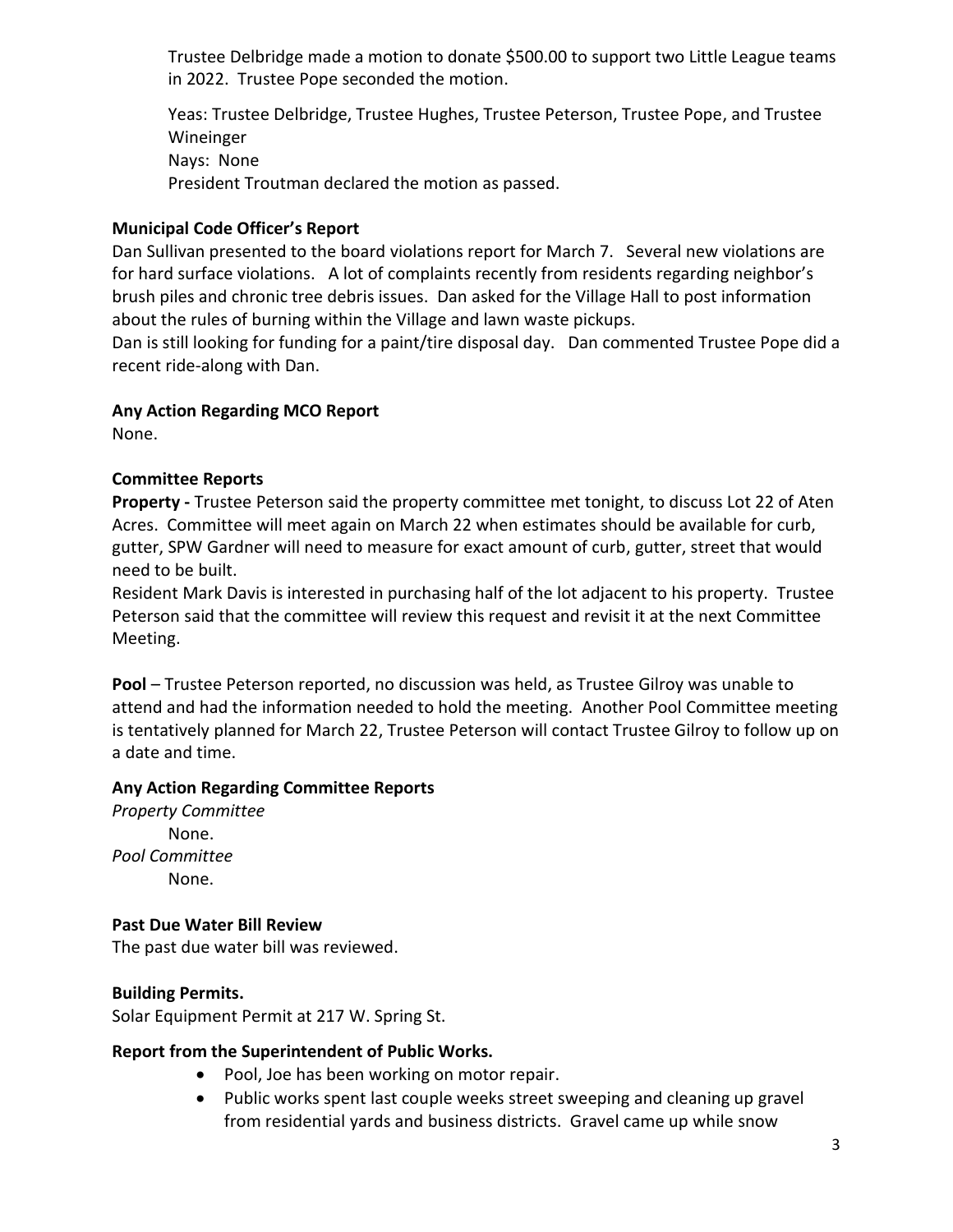Trustee Delbridge made a motion to donate $500.00 to support two Little League teams in 2022. Trustee Pope seconded the motion.

Yeas: Trustee Delbridge, Trustee Hughes, Trustee Peterson, Trustee Pope, and Trustee Wineinger
Nays: None
President Troutman declared the motion as passed.

**Municipal Code Officer's Report**

Dan Sullivan presented to the board violations report for March 7. Several new violations are for hard surface violations. A lot of complaints recently from residents regarding neighbor's brush piles and chronic tree debris issues. Dan asked for the Village Hall to post information about the rules of burning within the Village and lawn waste pickups.
Dan is still looking for funding for a paint/tire disposal day. Dan commented Trustee Pope did a recent ride-along with Dan.

**Any Action Regarding MCO Report**

None.

**Committee Reports**

**Property -** Trustee Peterson said the property committee met tonight, to discuss Lot 22 of Aten Acres. Committee will meet again on March 22 when estimates should be available for curb, gutter, SPW Gardner will need to measure for exact amount of curb, gutter, street that would need to be built.
Resident Mark Davis is interested in purchasing half of the lot adjacent to his property. Trustee Peterson said that the committee will review this request and revisit it at the next Committee Meeting.

**Pool** – Trustee Peterson reported, no discussion was held, as Trustee Gilroy was unable to attend and had the information needed to hold the meeting. Another Pool Committee meeting is tentatively planned for March 22, Trustee Peterson will contact Trustee Gilroy to follow up on a date and time.

**Any Action Regarding Committee Reports**

*Property Committee*
None.
*Pool Committee*
None.

**Past Due Water Bill Review**

The past due water bill was reviewed.

**Building Permits.**

Solar Equipment Permit at 217 W. Spring St.

**Report from the Superintendent of Public Works.**

- Pool, Joe has been working on motor repair.
- Public works spent last couple weeks street sweeping and cleaning up gravel from residential yards and business districts. Gravel came up while snow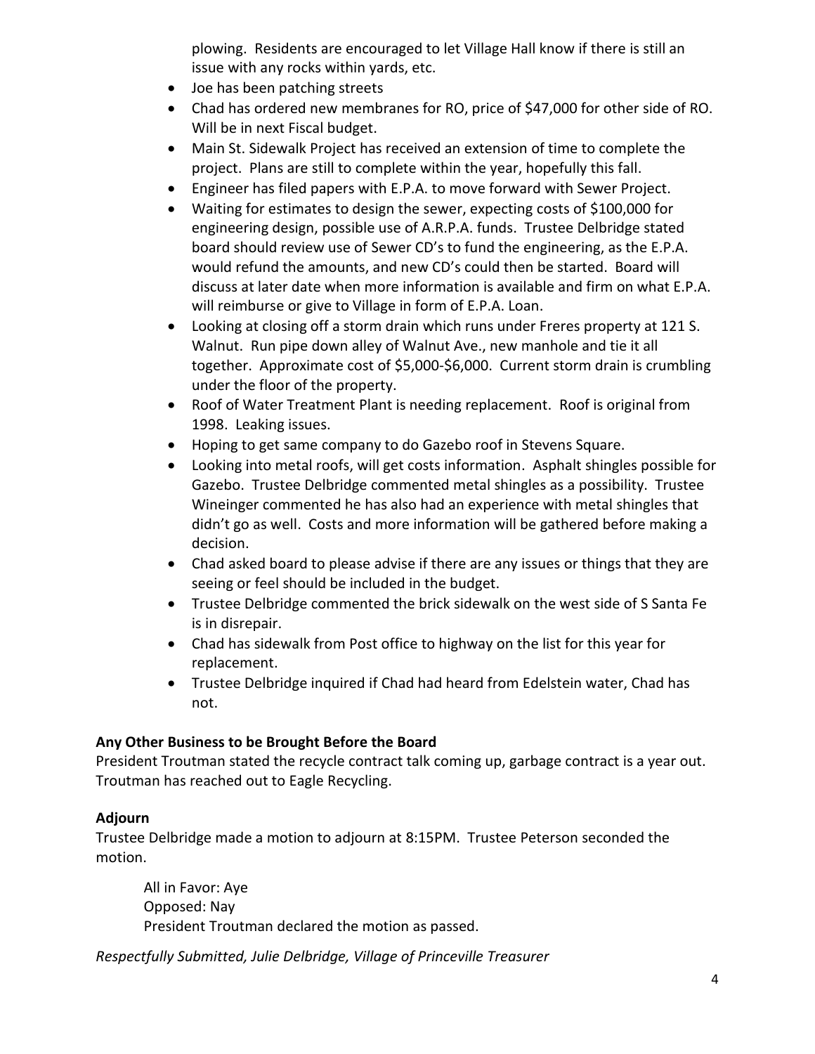plowing. Residents are encouraged to let Village Hall know if there is still an issue with any rocks within yards, etc.

- Joe has been patching streets
- Chad has ordered new membranes for RO, price of $47,000 for other side of RO. Will be in next Fiscal budget.
- Main St. Sidewalk Project has received an extension of time to complete the project. Plans are still to complete within the year, hopefully this fall.
- Engineer has filed papers with E.P.A. to move forward with Sewer Project.
- Waiting for estimates to design the sewer, expecting costs of $100,000 for engineering design, possible use of A.R.P.A. funds. Trustee Delbridge stated board should review use of Sewer CD's to fund the engineering, as the E.P.A. would refund the amounts, and new CD's could then be started. Board will discuss at later date when more information is available and firm on what E.P.A. will reimburse or give to Village in form of E.P.A. Loan.
- Looking at closing off a storm drain which runs under Freres property at 121 S. Walnut. Run pipe down alley of Walnut Ave., new manhole and tie it all together. Approximate cost of $5,000-$6,000. Current storm drain is crumbling under the floor of the property.
- Roof of Water Treatment Plant is needing replacement. Roof is original from 1998. Leaking issues.
- Hoping to get same company to do Gazebo roof in Stevens Square.
- Looking into metal roofs, will get costs information. Asphalt shingles possible for Gazebo. Trustee Delbridge commented metal shingles as a possibility. Trustee Wineinger commented he has also had an experience with metal shingles that didn't go as well. Costs and more information will be gathered before making a decision.
- Chad asked board to please advise if there are any issues or things that they are seeing or feel should be included in the budget.
- Trustee Delbridge commented the brick sidewalk on the west side of S Santa Fe is in disrepair.
- Chad has sidewalk from Post office to highway on the list for this year for replacement.
- Trustee Delbridge inquired if Chad had heard from Edelstein water, Chad has not.

**Any Other Business to be Brought Before the Board**

President Troutman stated the recycle contract talk coming up, garbage contract is a year out. Troutman has reached out to Eagle Recycling.

**Adjourn**

Trustee Delbridge made a motion to adjourn at 8:15PM. Trustee Peterson seconded the motion.

All in Favor: Aye
Opposed: Nay
President Troutman declared the motion as passed.

*Respectfully Submitted, Julie Delbridge, Village of Princeville Treasurer*